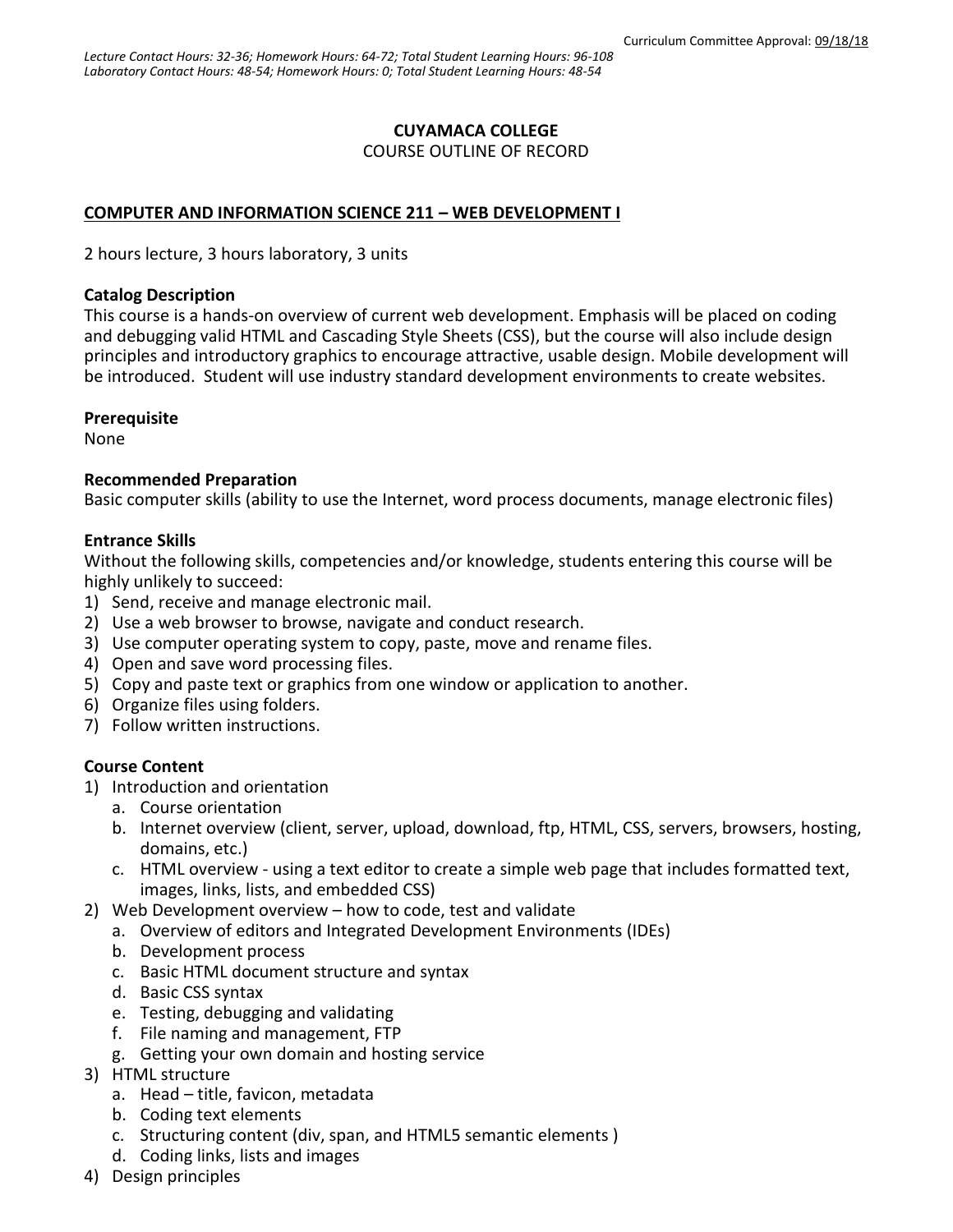Curriculum Committee Approval: 09/18/18

*Lecture Contact Hours: 32-36; Homework Hours: 64-72; Total Student Learning Hours: 96-108*
*Laboratory Contact Hours: 48-54; Homework Hours: 0; Total Student Learning Hours: 48-54*

**CUYAMACA COLLEGE**

COURSE OUTLINE OF RECORD

**COMPUTER AND INFORMATION SCIENCE 211 – WEB DEVELOPMENT I**

2 hours lecture, 3 hours laboratory, 3 units

**Catalog Description**

This course is a hands-on overview of current web development. Emphasis will be placed on coding and debugging valid HTML and Cascading Style Sheets (CSS), but the course will also include design principles and introductory graphics to encourage attractive, usable design. Mobile development will be introduced. Student will use industry standard development environments to create websites.

**Prerequisite**

None

**Recommended Preparation**

Basic computer skills (ability to use the Internet, word process documents, manage electronic files)

**Entrance Skills**

Without the following skills, competencies and/or knowledge, students entering this course will be highly unlikely to succeed:

1) Send, receive and manage electronic mail.
2) Use a web browser to browse, navigate and conduct research.
3) Use computer operating system to copy, paste, move and rename files.
4) Open and save word processing files.
5) Copy and paste text or graphics from one window or application to another.
6) Organize files using folders.
7) Follow written instructions.

**Course Content**

1) Introduction and orientation
   a. Course orientation
   b. Internet overview (client, server, upload, download, ftp, HTML, CSS, servers, browsers, hosting, domains, etc.)
   c. HTML overview - using a text editor to create a simple web page that includes formatted text, images, links, lists, and embedded CSS)
2) Web Development overview – how to code, test and validate
   a. Overview of editors and Integrated Development Environments (IDEs)
   b. Development process
   c. Basic HTML document structure and syntax
   d. Basic CSS syntax
   e. Testing, debugging and validating
   f. File naming and management, FTP
   g. Getting your own domain and hosting service
3) HTML structure
   a. Head – title, favicon, metadata
   b. Coding text elements
   c. Structuring content (div, span, and HTML5 semantic elements )
   d. Coding links, lists and images
4) Design principles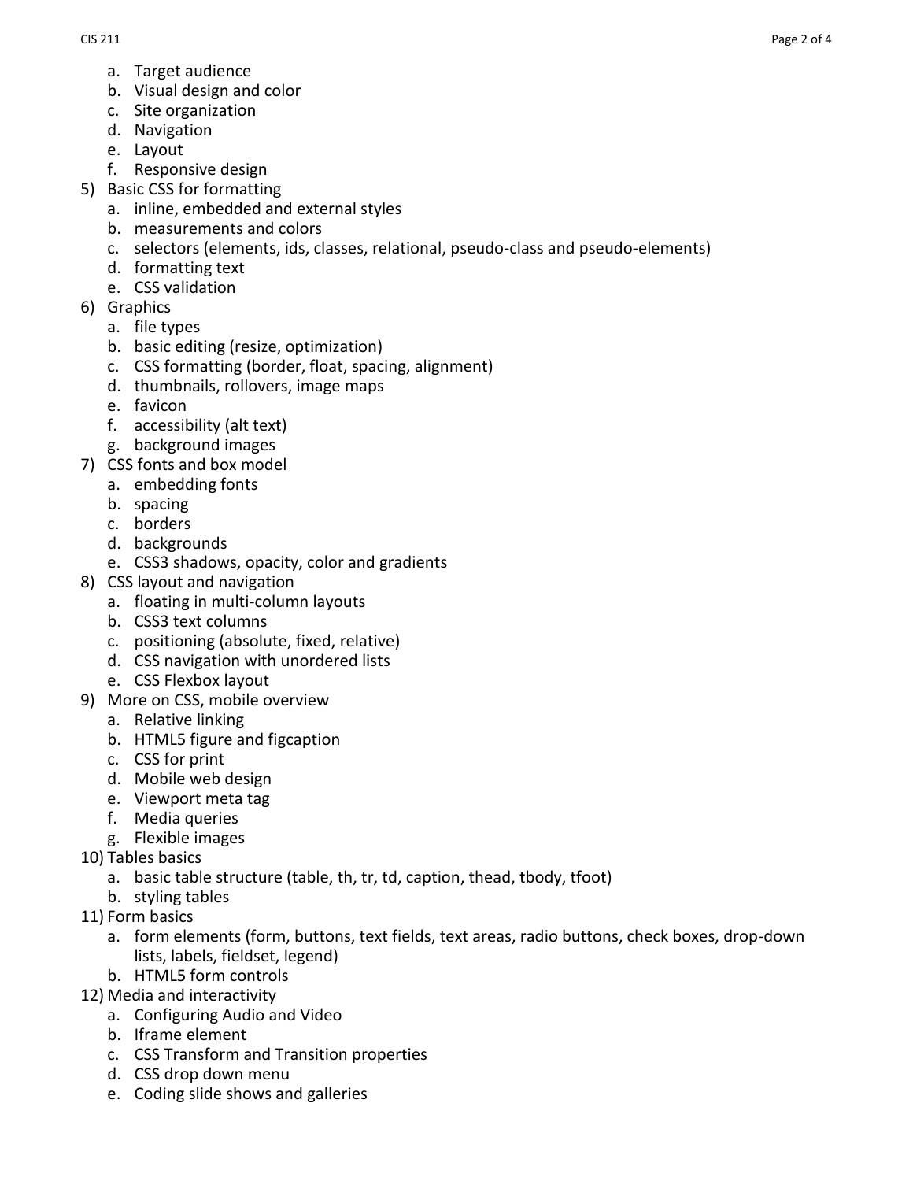a. Target audience
   b. Visual design and color
   c. Site organization
   d. Navigation
   e. Layout
   f. Responsive design

5) Basic CSS for formatting
   a. inline, embedded and external styles
   b. measurements and colors
   c. selectors (elements, ids, classes, relational, pseudo-class and pseudo-elements)
   d. formatting text
   e. CSS validation
6) Graphics
   a. file types
   b. basic editing (resize, optimization)
   c. CSS formatting (border, float, spacing, alignment)
   d. thumbnails, rollovers, image maps
   e. favicon
   f. accessibility (alt text)
   g. background images
7) CSS fonts and box model
   a. embedding fonts
   b. spacing
   c. borders
   d. backgrounds
   e. CSS3 shadows, opacity, color and gradients
8) CSS layout and navigation
   a. floating in multi-column layouts
   b. CSS3 text columns
   c. positioning (absolute, fixed, relative)
   d. CSS navigation with unordered lists
   e. CSS Flexbox layout
9) More on CSS, mobile overview
   a. Relative linking
   b. HTML5 figure and figcaption
   c. CSS for print
   d. Mobile web design
   e. Viewport meta tag
   f. Media queries
   g. Flexible images
10) Tables basics
    a. basic table structure (table, th, tr, td, caption, thead, tbody, tfoot)
    b. styling tables
11) Form basics
    a. form elements (form, buttons, text fields, text areas, radio buttons, check boxes, drop-down lists, labels, fieldset, legend)
    b. HTML5 form controls
12) Media and interactivity
    a. Configuring Audio and Video
    b. Iframe element
    c. CSS Transform and Transition properties
    d. CSS drop down menu
    e. Coding slide shows and galleries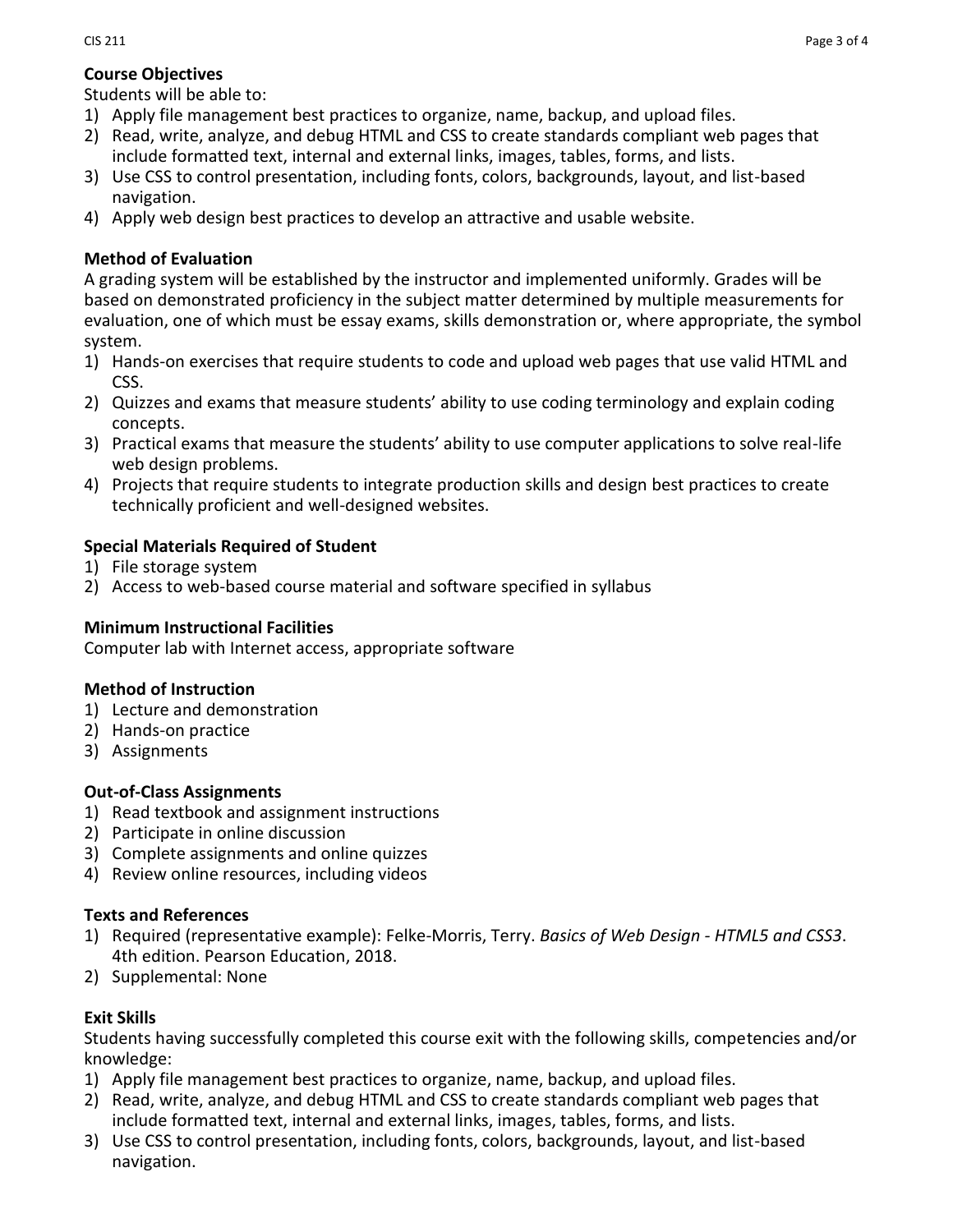**Course Objectives**

Students will be able to:

1) Apply file management best practices to organize, name, backup, and upload files.
2) Read, write, analyze, and debug HTML and CSS to create standards compliant web pages that include formatted text, internal and external links, images, tables, forms, and lists.
3) Use CSS to control presentation, including fonts, colors, backgrounds, layout, and list-based navigation.
4) Apply web design best practices to develop an attractive and usable website.

**Method of Evaluation**

A grading system will be established by the instructor and implemented uniformly. Grades will be based on demonstrated proficiency in the subject matter determined by multiple measurements for evaluation, one of which must be essay exams, skills demonstration or, where appropriate, the symbol system.

1) Hands-on exercises that require students to code and upload web pages that use valid HTML and CSS.
2) Quizzes and exams that measure students' ability to use coding terminology and explain coding concepts.
3) Practical exams that measure the students' ability to use computer applications to solve real-life web design problems.
4) Projects that require students to integrate production skills and design best practices to create technically proficient and well-designed websites.

**Special Materials Required of Student**

1) File storage system
2) Access to web-based course material and software specified in syllabus

**Minimum Instructional Facilities**

Computer lab with Internet access, appropriate software

**Method of Instruction**

1) Lecture and demonstration
2) Hands-on practice
3) Assignments

**Out-of-Class Assignments**

1) Read textbook and assignment instructions
2) Participate in online discussion
3) Complete assignments and online quizzes
4) Review online resources, including videos

**Texts and References**

1) Required (representative example): Felke-Morris, Terry. *Basics of Web Design - HTML5 and CSS3*. 4th edition. Pearson Education, 2018.
2) Supplemental: None

**Exit Skills**

Students having successfully completed this course exit with the following skills, competencies and/or knowledge:

1) Apply file management best practices to organize, name, backup, and upload files.
2) Read, write, analyze, and debug HTML and CSS to create standards compliant web pages that include formatted text, internal and external links, images, tables, forms, and lists.
3) Use CSS to control presentation, including fonts, colors, backgrounds, layout, and list-based navigation.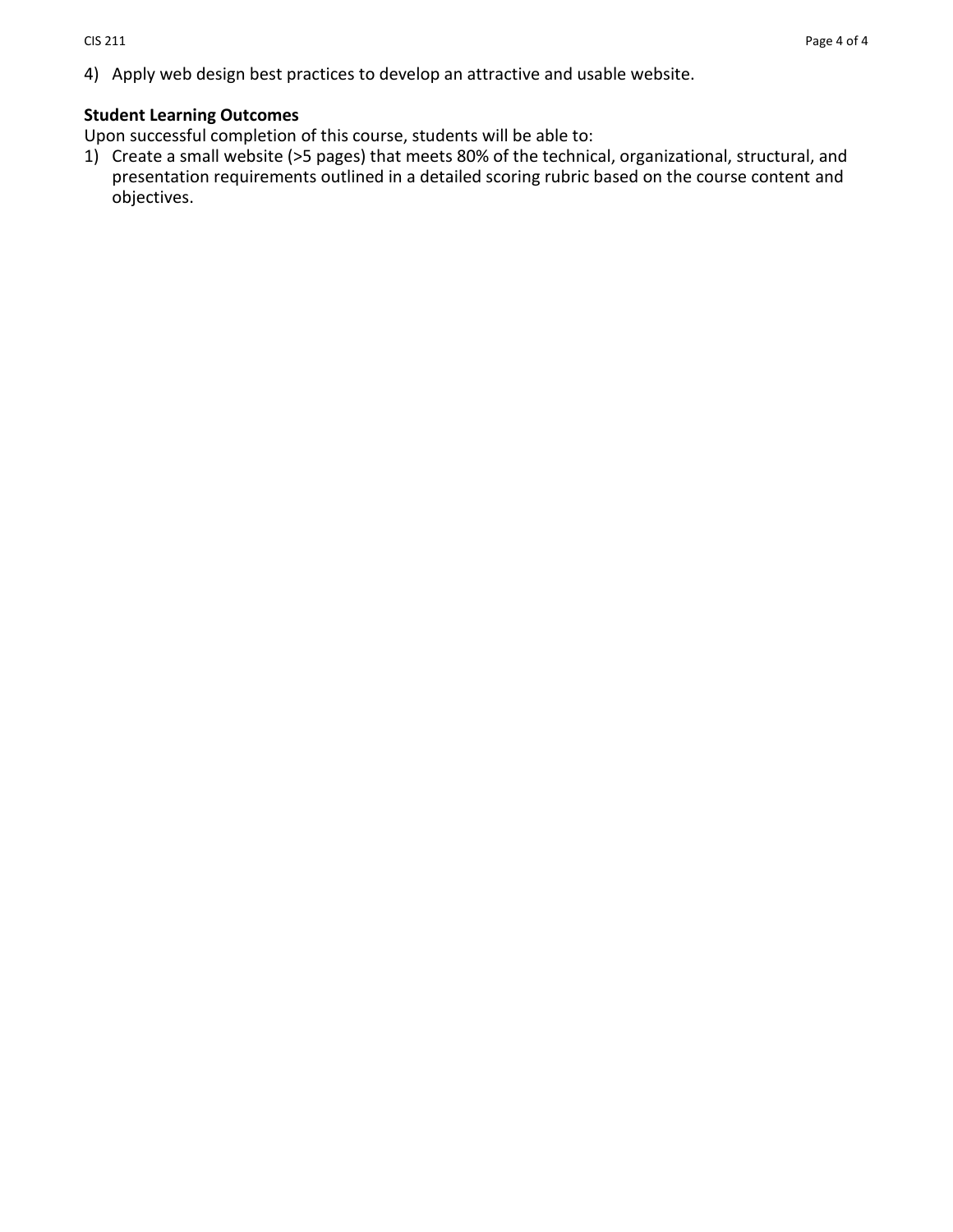4) Apply web design best practices to develop an attractive and usable website.

**Student Learning Outcomes**

Upon successful completion of this course, students will be able to:

1) Create a small website (>5 pages) that meets 80% of the technical, organizational, structural, and presentation requirements outlined in a detailed scoring rubric based on the course content and objectives.